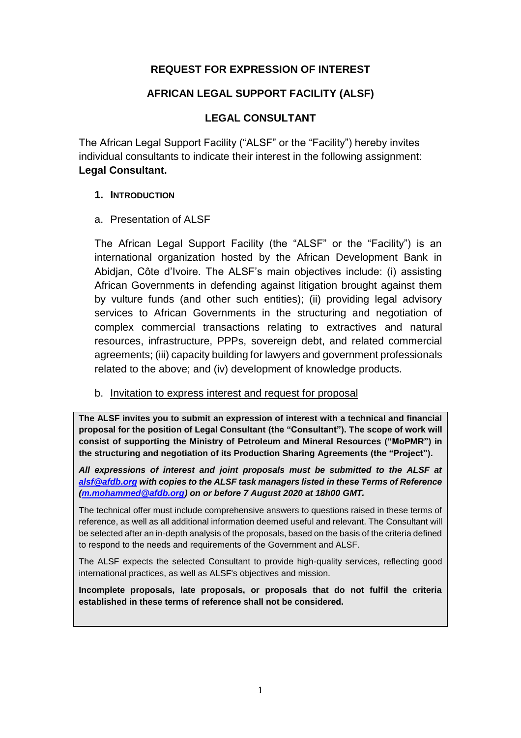# REQUEST FOR EXPRESSION OF INTEREST

# AFRICAN LEGAL SUPPORT FACILITY (ALSF)

# LEGAL CONSULTANT

The African Legal Support Facility ("ALSF" or the "Facility") hereby invites individual consultants to indicate their interest in the following assignment: **Legal Consultant.**

## 1. Introduction

a. Presentation of ALSF

The African Legal Support Facility (the "ALSF" or the "Facility") is an international organization hosted by the African Development Bank in Abidjan, Côte d'Ivoire. The ALSF's main objectives include: (i) assisting African Governments in defending against litigation brought against them by vulture funds (and other such entities); (ii) providing legal advisory services to African Governments in the structuring and negotiation of complex commercial transactions relating to extractives and natural resources, infrastructure, PPPs, sovereign debt, and related commercial agreements; (iii) capacity building for lawyers and government professionals related to the above; and (iv) development of knowledge products.

b. Invitation to express interest and request for proposal

**The ALSF invites you to submit an expression of interest with a technical and financial proposal for the position of Legal Consultant (the "Consultant"). The scope of work will consist of supporting the Ministry of Petroleum and Mineral Resources ("MoPMR") in the structuring and negotiation of its Production Sharing Agreements (the "Project").**

***All expressions of interest and joint proposals must be submitted to the ALSF at alsf@afdb.org with copies to the ALSF task managers listed in these Terms of Reference (m.mohammed@afdb.org) on or before 7 August 2020 at 18h00 GMT.***

The technical offer must include comprehensive answers to questions raised in these terms of reference, as well as all additional information deemed useful and relevant. The Consultant will be selected after an in-depth analysis of the proposals, based on the basis of the criteria defined to respond to the needs and requirements of the Government and ALSF.

The ALSF expects the selected Consultant to provide high-quality services, reflecting good international practices, as well as ALSF's objectives and mission.

**Incomplete proposals, late proposals, or proposals that do not fulfil the criteria established in these terms of reference shall not be considered.**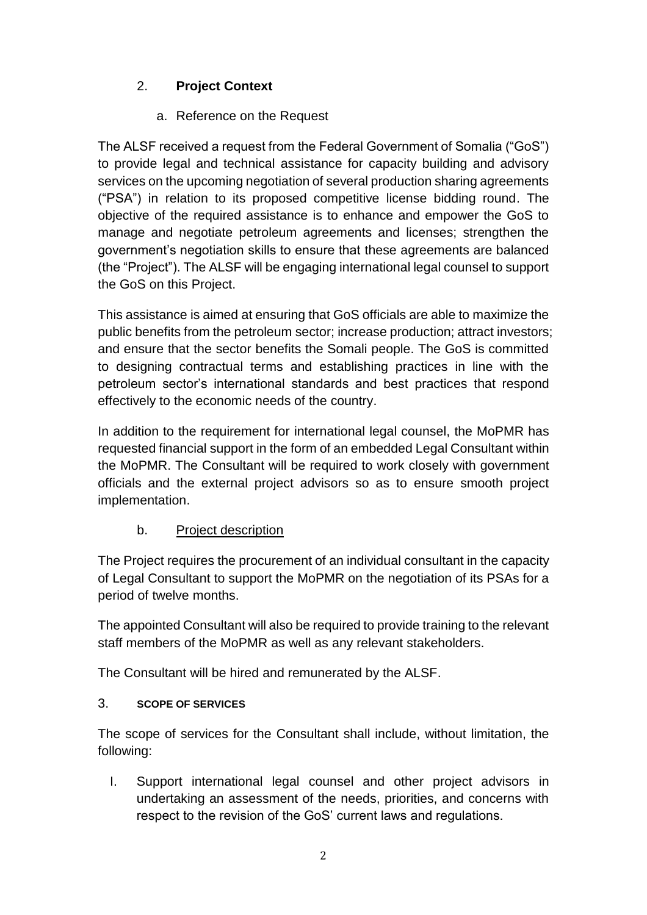## 2. **Project Context**

### a. Reference on the Request

The ALSF received a request from the Federal Government of Somalia ("GoS") to provide legal and technical assistance for capacity building and advisory services on the upcoming negotiation of several production sharing agreements ("PSA") in relation to its proposed competitive license bidding round. The objective of the required assistance is to enhance and empower the GoS to manage and negotiate petroleum agreements and licenses; strengthen the government's negotiation skills to ensure that these agreements are balanced (the "Project"). The ALSF will be engaging international legal counsel to support the GoS on this Project.

This assistance is aimed at ensuring that GoS officials are able to maximize the public benefits from the petroleum sector; increase production; attract investors; and ensure that the sector benefits the Somali people. The GoS is committed to designing contractual terms and establishing practices in line with the petroleum sector's international standards and best practices that respond effectively to the economic needs of the country.

In addition to the requirement for international legal counsel, the MoPMR has requested financial support in the form of an embedded Legal Consultant within the MoPMR. The Consultant will be required to work closely with government officials and the external project advisors so as to ensure smooth project implementation.

### b. Project description

The Project requires the procurement of an individual consultant in the capacity of Legal Consultant to support the MoPMR on the negotiation of its PSAs for a period of twelve months.

The appointed Consultant will also be required to provide training to the relevant staff members of the MoPMR as well as any relevant stakeholders.

The Consultant will be hired and remunerated by the ALSF.

## 3. **SCOPE OF SERVICES**

The scope of services for the Consultant shall include, without limitation, the following:

I. Support international legal counsel and other project advisors in undertaking an assessment of the needs, priorities, and concerns with respect to the revision of the GoS' current laws and regulations.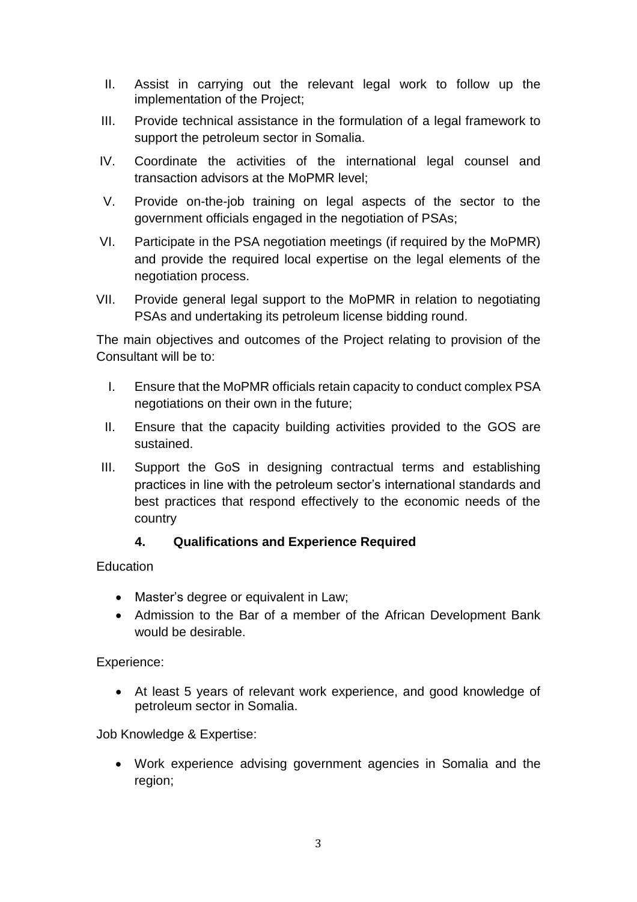II. Assist in carrying out the relevant legal work to follow up the implementation of the Project;

III. Provide technical assistance in the formulation of a legal framework to support the petroleum sector in Somalia.

IV. Coordinate the activities of the international legal counsel and transaction advisors at the MoPMR level;

V. Provide on-the-job training on legal aspects of the sector to the government officials engaged in the negotiation of PSAs;

VI. Participate in the PSA negotiation meetings (if required by the MoPMR) and provide the required local expertise on the legal elements of the negotiation process.

VII. Provide general legal support to the MoPMR in relation to negotiating PSAs and undertaking its petroleum license bidding round.

The main objectives and outcomes of the Project relating to provision of the Consultant will be to:

I. Ensure that the MoPMR officials retain capacity to conduct complex PSA negotiations on their own in the future;

II. Ensure that the capacity building activities provided to the GOS are sustained.

III. Support the GoS in designing contractual terms and establishing practices in line with the petroleum sector's international standards and best practices that respond effectively to the economic needs of the country

### 4. Qualifications and Experience Required

Education

- Master's degree or equivalent in Law;
- Admission to the Bar of a member of the African Development Bank would be desirable.

Experience:

- At least 5 years of relevant work experience, and good knowledge of petroleum sector in Somalia.

Job Knowledge & Expertise:

- Work experience advising government agencies in Somalia and the region;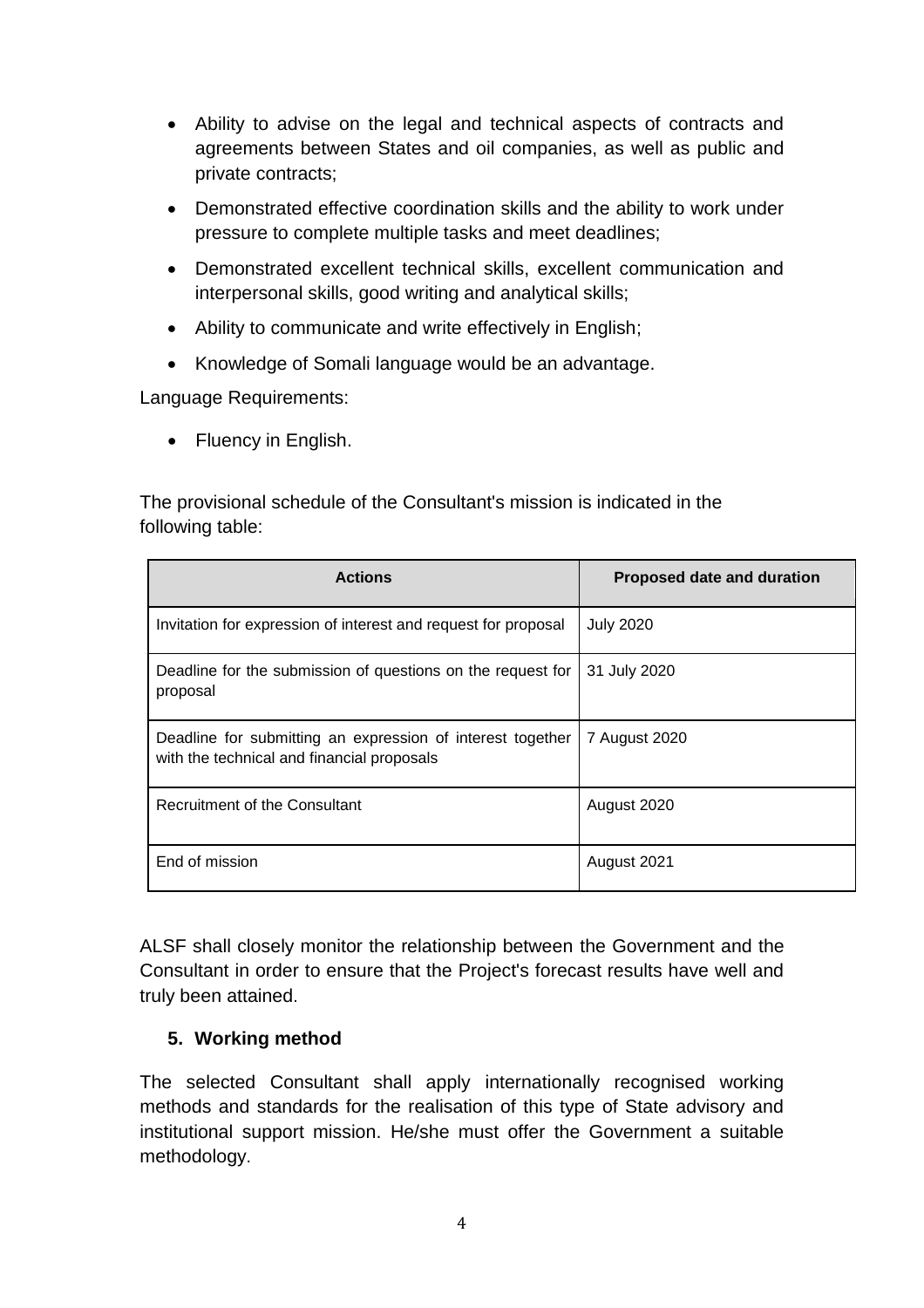- Ability to advise on the legal and technical aspects of contracts and agreements between States and oil companies, as well as public and private contracts;
- Demonstrated effective coordination skills and the ability to work under pressure to complete multiple tasks and meet deadlines;
- Demonstrated excellent technical skills, excellent communication and interpersonal skills, good writing and analytical skills;
- Ability to communicate and write effectively in English;
- Knowledge of Somali language would be an advantage.

Language Requirements:

- Fluency in English.

The provisional schedule of the Consultant's mission is indicated in the following table:

| Actions | Proposed date and duration |
| --- | --- |
| Invitation for expression of interest and request for proposal | July 2020 |
| Deadline for the submission of questions on the request for proposal | 31 July 2020 |
| Deadline for submitting an expression of interest together with the technical and financial proposals | 7 August 2020 |
| Recruitment of the Consultant | August 2020 |
| End of mission | August 2021 |

ALSF shall closely monitor the relationship between the Government and the Consultant in order to ensure that the Project's forecast results have well and truly been attained.

## 5. Working method

The selected Consultant shall apply internationally recognised working methods and standards for the realisation of this type of State advisory and institutional support mission. He/she must offer the Government a suitable methodology.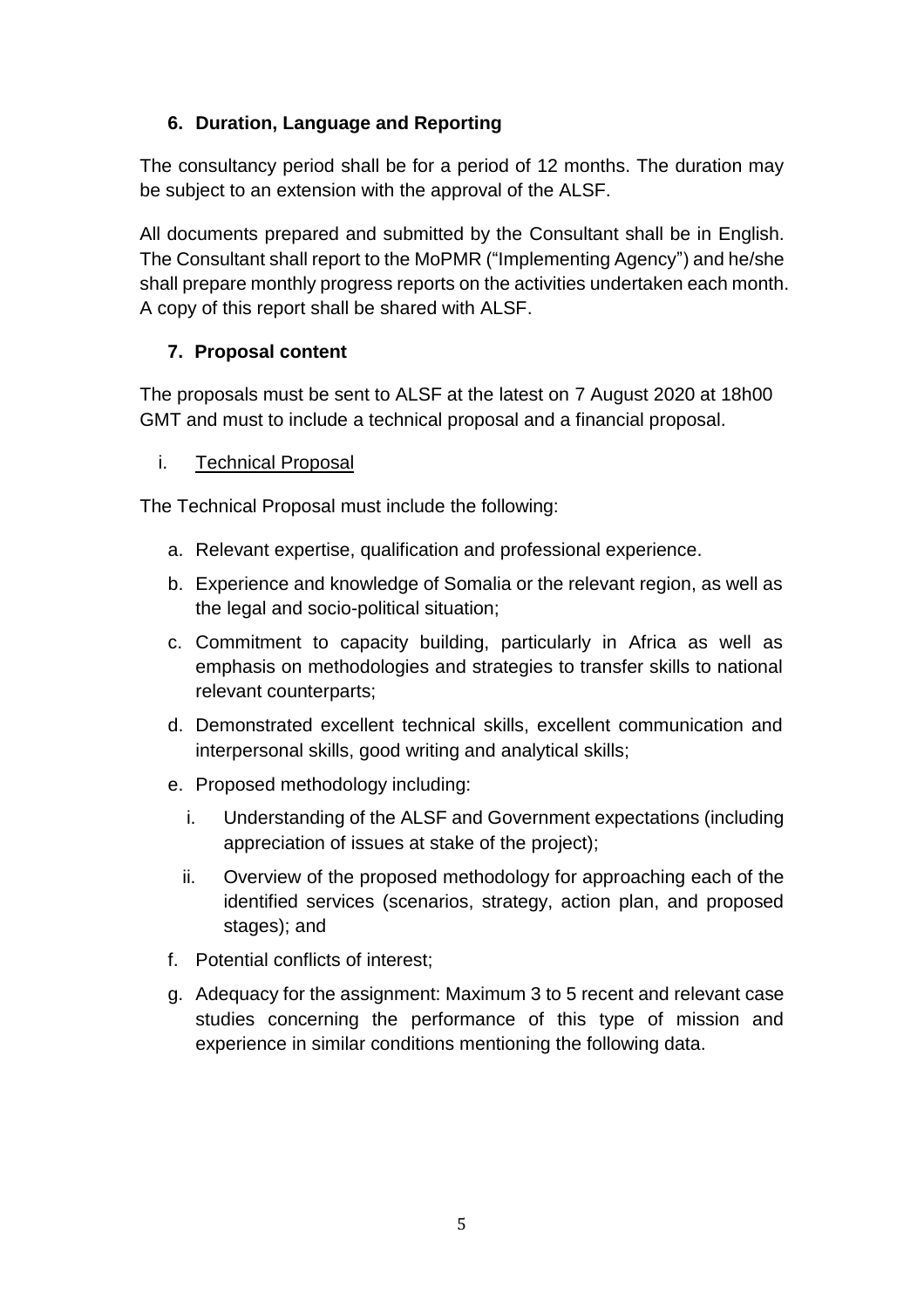## 6. Duration, Language and Reporting

The consultancy period shall be for a period of 12 months. The duration may be subject to an extension with the approval of the ALSF.

All documents prepared and submitted by the Consultant shall be in English. The Consultant shall report to the MoPMR ("Implementing Agency") and he/she shall prepare monthly progress reports on the activities undertaken each month. A copy of this report shall be shared with ALSF.

## 7. Proposal content

The proposals must be sent to ALSF at the latest on 7 August 2020 at 18h00 GMT and must to include a technical proposal and a financial proposal.

i. <u>Technical Proposal</u>

The Technical Proposal must include the following:

a. Relevant expertise, qualification and professional experience.
b. Experience and knowledge of Somalia or the relevant region, as well as the legal and socio-political situation;
c. Commitment to capacity building, particularly in Africa as well as emphasis on methodologies and strategies to transfer skills to national relevant counterparts;
d. Demonstrated excellent technical skills, excellent communication and interpersonal skills, good writing and analytical skills;
e. Proposed methodology including:
   i. Understanding of the ALSF and Government expectations (including appreciation of issues at stake of the project);
   ii. Overview of the proposed methodology for approaching each of the identified services (scenarios, strategy, action plan, and proposed stages); and
f. Potential conflicts of interest;
g. Adequacy for the assignment: Maximum 3 to 5 recent and relevant case studies concerning the performance of this type of mission and experience in similar conditions mentioning the following data.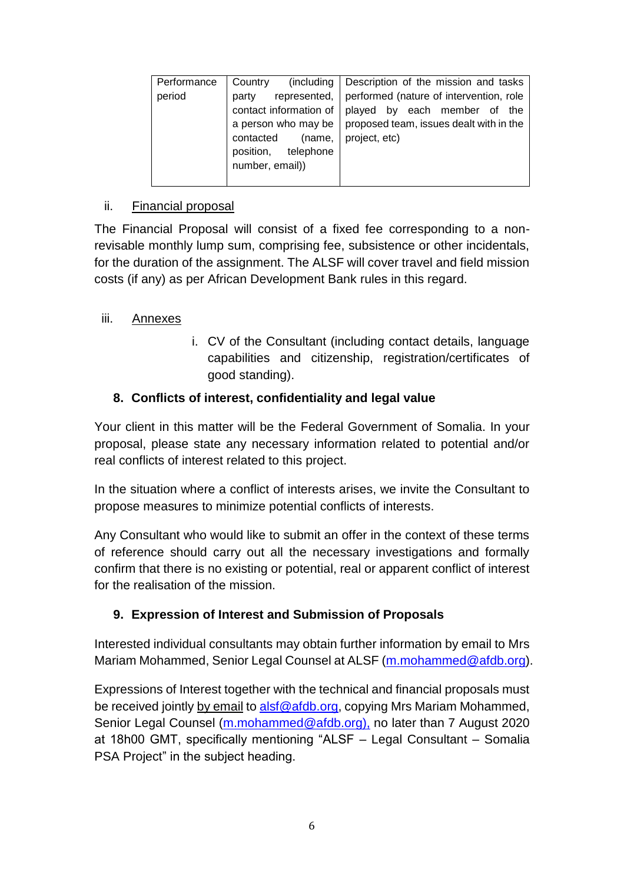| Performance period | Country (including party represented, contact information of a person who may be contacted (name, position, telephone number, email)) | Description of the mission and tasks performed (nature of intervention, role played by each member of the proposed team, issues dealt with in the project, etc) |
|---|---|---|
| | | |

ii. Financial proposal

The Financial Proposal will consist of a fixed fee corresponding to a non-revisable monthly lump sum, comprising fee, subsistence or other incidentals, for the duration of the assignment. The ALSF will cover travel and field mission costs (if any) as per African Development Bank rules in this regard.

iii. Annexes

i. CV of the Consultant (including contact details, language capabilities and citizenship, registration/certificates of good standing).

## 8. Conflicts of interest, confidentiality and legal value

Your client in this matter will be the Federal Government of Somalia. In your proposal, please state any necessary information related to potential and/or real conflicts of interest related to this project.

In the situation where a conflict of interests arises, we invite the Consultant to propose measures to minimize potential conflicts of interests.

Any Consultant who would like to submit an offer in the context of these terms of reference should carry out all the necessary investigations and formally confirm that there is no existing or potential, real or apparent conflict of interest for the realisation of the mission.

## 9. Expression of Interest and Submission of Proposals

Interested individual consultants may obtain further information by email to Mrs Mariam Mohammed, Senior Legal Counsel at ALSF (m.mohammed@afdb.org).

Expressions of Interest together with the technical and financial proposals must be received jointly by email to alsf@afdb.org, copying Mrs Mariam Mohammed, Senior Legal Counsel (m.mohammed@afdb.org), no later than 7 August 2020 at 18h00 GMT, specifically mentioning "ALSF – Legal Consultant – Somalia PSA Project" in the subject heading.